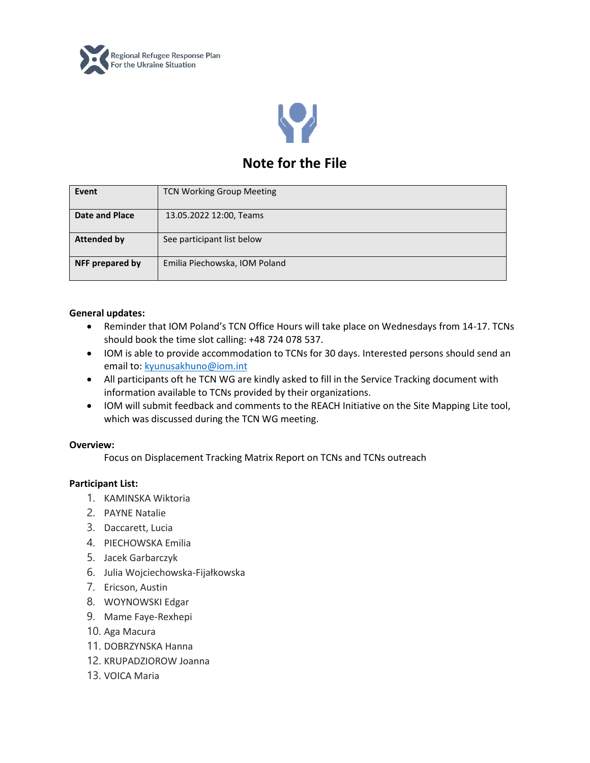Regional Refugee Response Plan
For the Ukraine Situation

# Note for the File

| Event | TCN Working Group Meeting |
|---|---|
| Date and Place | 13.05.2022 12:00, Teams |
| Attended by | See participant list below |
| NFF prepared by | Emilia Piechowska, IOM Poland |

**General updates:**

- Reminder that IOM Poland's TCN Office Hours will take place on Wednesdays from 14-17. TCNs should book the time slot calling: +48 724 078 537.
- IOM is able to provide accommodation to TCNs for 30 days. Interested persons should send an email to: kyunusakhuno@iom.int
- All participants oft he TCN WG are kindly asked to fill in the Service Tracking document with information available to TCNs provided by their organizations.
- IOM will submit feedback and comments to the REACH Initiative on the Site Mapping Lite tool, which was discussed during the TCN WG meeting.

**Overview:**

Focus on Displacement Tracking Matrix Report on TCNs and TCNs outreach

**Participant List:**

1. KAMINSKA Wiktoria
2. PAYNE Natalie
3. Daccarett, Lucia
4. PIECHOWSKA Emilia
5. Jacek Garbarczyk
6. Julia Wojciechowska-Fijałkowska
7. Ericson, Austin
8. WOYNOWSKI Edgar
9. Mame Faye-Rexhepi
10. Aga Macura
11. DOBRZYNSKA Hanna
12. KRUPADZIOROW Joanna
13. VOICA Maria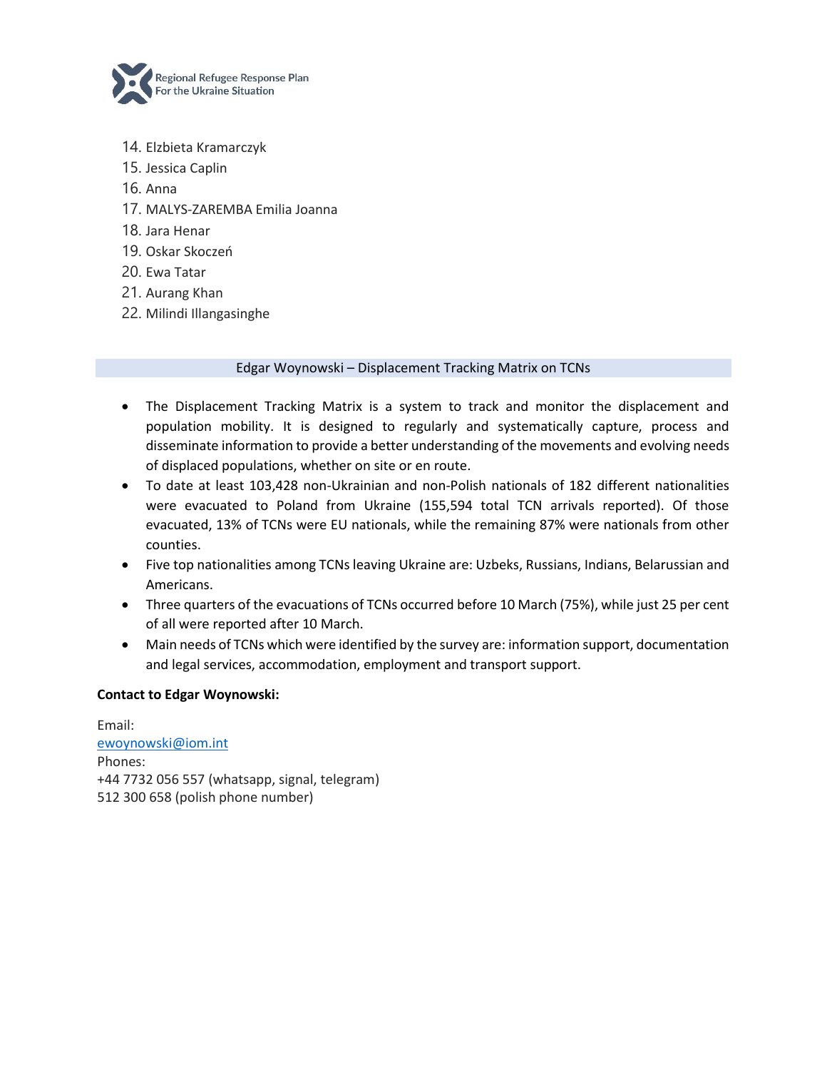14. Elzbieta Kramarczyk
15. Jessica Caplin
16. Anna
17. MALYS-ZAREMBA Emilia Joanna
18. Jara Henar
19. Oskar Skoczeń
20. Ewa Tatar
21. Aurang Khan
22. Milindi Illangasinghe

## Edgar Woynowski – Displacement Tracking Matrix on TCNs

- The Displacement Tracking Matrix is a system to track and monitor the displacement and population mobility. It is designed to regularly and systematically capture, process and disseminate information to provide a better understanding of the movements and evolving needs of displaced populations, whether on site or en route.
- To date at least 103,428 non-Ukrainian and non-Polish nationals of 182 different nationalities were evacuated to Poland from Ukraine (155,594 total TCN arrivals reported). Of those evacuated, 13% of TCNs were EU nationals, while the remaining 87% were nationals from other counties.
- Five top nationalities among TCNs leaving Ukraine are: Uzbeks, Russians, Indians, Belarussian and Americans.
- Three quarters of the evacuations of TCNs occurred before 10 March (75%), while just 25 per cent of all were reported after 10 March.
- Main needs of TCNs which were identified by the survey are: information support, documentation and legal services, accommodation, employment and transport support.

**Contact to Edgar Woynowski:**

Email:
ewoynowski@iom.int
Phones:
+44 7732 056 557 (whatsapp, signal, telegram)
512 300 658 (polish phone number)